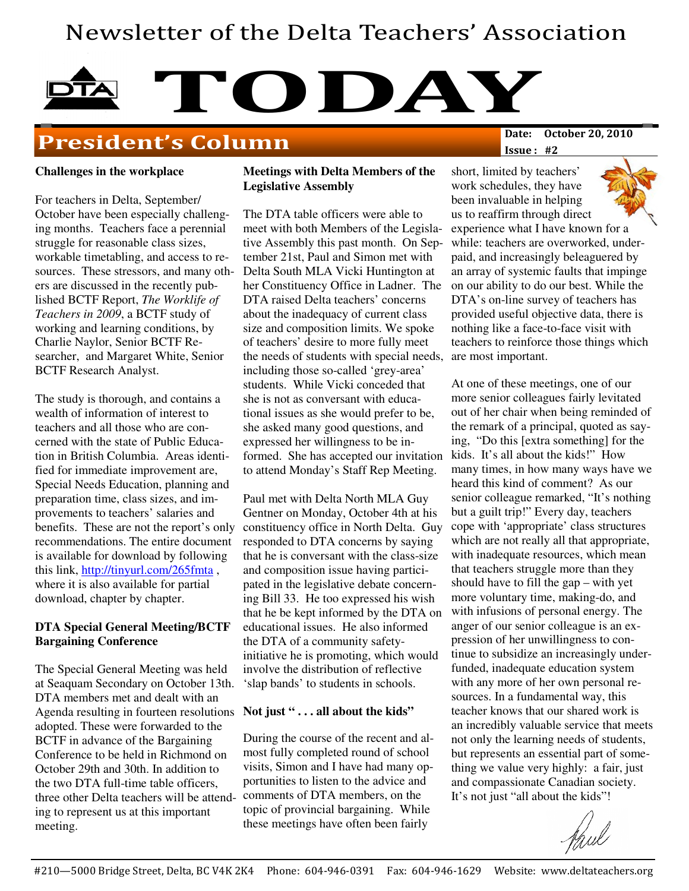# Newsletter of the Delta Teachers' Association

# TODAY

## President's Column

**Date: October 20, 2010**
**Issue: #2**

### Challenges in the workplace

For teachers in Delta, September/October have been especially challenging months. Teachers face a perennial struggle for reasonable class sizes, workable timetabling, and access to resources. These stressors, and many others are discussed in the recently published BCTF Report, *The Worklife of Teachers in 2009*, a BCTF study of working and learning conditions, by Charlie Naylor, Senior BCTF Researcher, and Margaret White, Senior BCTF Research Analyst.

The study is thorough, and contains a wealth of information of interest to teachers and all those who are concerned with the state of Public Education in British Columbia. Areas identified for immediate improvement are, Special Needs Education, planning and preparation time, class sizes, and improvements to teachers' salaries and benefits. These are not the report's only recommendations. The entire document is available for download by following this link, http://tinyurl.com/265fmta , where it is also available for partial download, chapter by chapter.

### DTA Special General Meeting/BCTF Bargaining Conference

The Special General Meeting was held at Seaquam Secondary on October 13th. DTA members met and dealt with an Agenda resulting in fourteen resolutions adopted. These were forwarded to the BCTF in advance of the Bargaining Conference to be held in Richmond on October 29th and 30th. In addition to the two DTA full-time table officers, three other Delta teachers will be attending to represent us at this important meeting.

### Meetings with Delta Members of the Legislative Assembly

The DTA table officers were able to meet with both Members of the Legislative Assembly this past month. On September 21st, Paul and Simon met with Delta South MLA Vicki Huntington at her Constituency Office in Ladner. The DTA raised Delta teachers' concerns about the inadequacy of current class size and composition limits. We spoke of teachers' desire to more fully meet the needs of students with special needs, including those so-called 'grey-area' students. While Vicki conceded that she is not as conversant with educational issues as she would prefer to be, she asked many good questions, and expressed her willingness to be informed. She has accepted our invitation to attend Monday's Staff Rep Meeting.

Paul met with Delta North MLA Guy Gentner on Monday, October 4th at his constituency office in North Delta. Guy responded to DTA concerns by saying that he is conversant with the class-size and composition issue having participated in the legislative debate concerning Bill 33. He too expressed his wish that he be kept informed by the DTA on educational issues. He also informed the DTA of a community safety-initiative he is promoting, which would involve the distribution of reflective 'slap bands' to students in schools.

### Not just " . . . all about the kids"

During the course of the recent and almost fully completed round of school visits, Simon and I have had many opportunities to listen to the advice and comments of DTA members, on the topic of provincial bargaining. While these meetings have often been fairly short, limited by teachers' work schedules, they have been invaluable in helping us to reaffirm through direct experience what I have known for a while: teachers are overworked, underpaid, and increasingly beleaguered by an array of systemic faults that impinge on our ability to do our best. While the DTA's on-line survey of teachers has provided useful objective data, there is nothing like a face-to-face visit with teachers to reinforce those things which are most important.

At one of these meetings, one of our more senior colleagues fairly levitated out of her chair when being reminded of the remark of a principal, quoted as saying, "Do this [extra something] for the kids. It's all about the kids!" How many times, in how many ways have we heard this kind of comment? As our senior colleague remarked, "It's nothing but a guilt trip!" Every day, teachers cope with 'appropriate' class structures which are not really all that appropriate, with inadequate resources, which mean that teachers struggle more than they should have to fill the gap – with yet more voluntary time, making-do, and with infusions of personal energy. The anger of our senior colleague is an expression of her unwillingness to continue to subsidize an increasingly underfunded, inadequate education system with any more of her own personal resources. In a fundamental way, this teacher knows that our shared work is an incredibly valuable service that meets not only the learning needs of students, but represents an essential part of something we value very highly: a fair, just and compassionate Canadian society. It's not just "all about the kids"!

Paul

#210—5000 Bridge Street, Delta, BC V4K 2K4 Phone: 604-946-0391 Fax: 604-946-1629 Website: www.deltateachers.org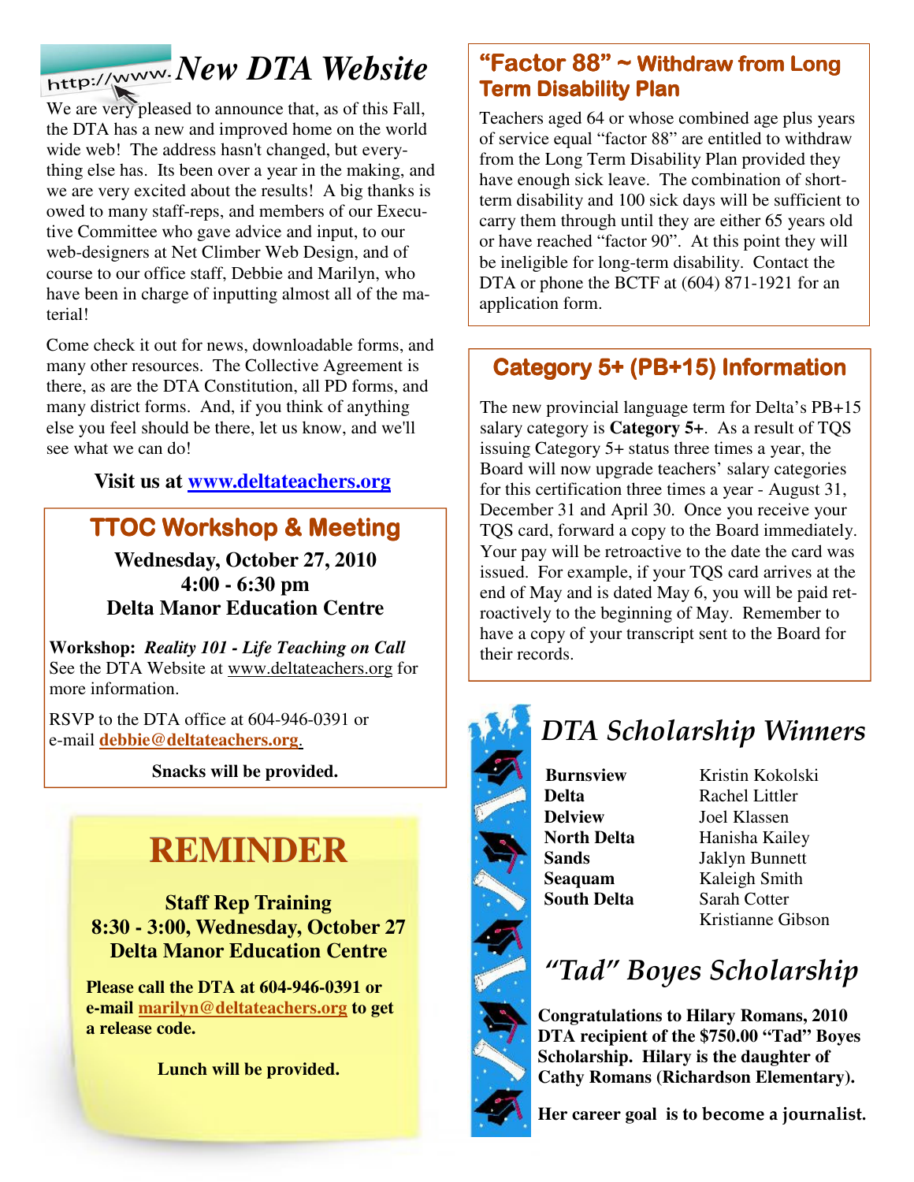## New DTA Website

We are very pleased to announce that, as of this Fall, the DTA has a new and improved home on the world wide web! The address hasn't changed, but everything else has. Its been over a year in the making, and we are very excited about the results! A big thanks is owed to many staff-reps, and members of our Executive Committee who gave advice and input, to our web-designers at Net Climber Web Design, and of course to our office staff, Debbie and Marilyn, who have been in charge of inputting almost all of the material!

Come check it out for news, downloadable forms, and many other resources. The Collective Agreement is there, as are the DTA Constitution, all PD forms, and many district forms. And, if you think of anything else you feel should be there, let us know, and we'll see what we can do!

**Visit us at www.deltateachers.org**

## TTOC Workshop & Meeting

**Wednesday, October 27, 2010**
**4:00 - 6:30 pm**
**Delta Manor Education Centre**

**Workshop:** ***Reality 101 - Life Teaching on Call***
See the DTA Website at www.deltateachers.org for more information.

RSVP to the DTA office at 604-946-0391 or e-mail **debbie@deltateachers.org**.

**Snacks will be provided.**

## REMINDER

**Staff Rep Training**
**8:30 - 3:00, Wednesday, October 27**
**Delta Manor Education Centre**

**Please call the DTA at 604-946-0391 or e-mail marilyn@deltateachers.org to get a release code.**

**Lunch will be provided.**

## "Factor 88" ~ Withdraw from Long Term Disability Plan

Teachers aged 64 or whose combined age plus years of service equal "factor 88" are entitled to withdraw from the Long Term Disability Plan provided they have enough sick leave. The combination of short-term disability and 100 sick days will be sufficient to carry them through until they are either 65 years old or have reached "factor 90". At this point they will be ineligible for long-term disability. Contact the DTA or phone the BCTF at (604) 871-1921 for an application form.

## Category 5+ (PB+15) Information

The new provincial language term for Delta's PB+15 salary category is **Category 5+**. As a result of TQS issuing Category 5+ status three times a year, the Board will now upgrade teachers' salary categories for this certification three times a year - August 31, December 31 and April 30. Once you receive your TQS card, forward a copy to the Board immediately. Your pay will be retroactive to the date the card was issued. For example, if your TQS card arrives at the end of May and is dated May 6, you will be paid retroactively to the beginning of May. Remember to have a copy of your transcript sent to the Board for their records.

## *DTA Scholarship Winners*

| | |
|---|---|
| **Burnsview** | Kristin Kokolski |
| **Delta** | Rachel Littler |
| **Delview** | Joel Klassen |
| **North Delta** | Hanisha Kailey |
| **Sands** | Jaklyn Bunnett |
| **Seaquam** | Kaleigh Smith |
| **South Delta** | Sarah Cotter |
| | Kristianne Gibson |

## *"Tad" Boyes Scholarship*

**Congratulations to Hilary Romans, 2010 DTA recipient of the $750.00 "Tad" Boyes Scholarship. Hilary is the daughter of Cathy Romans (Richardson Elementary).**

**Her career goal is to become a journalist.**